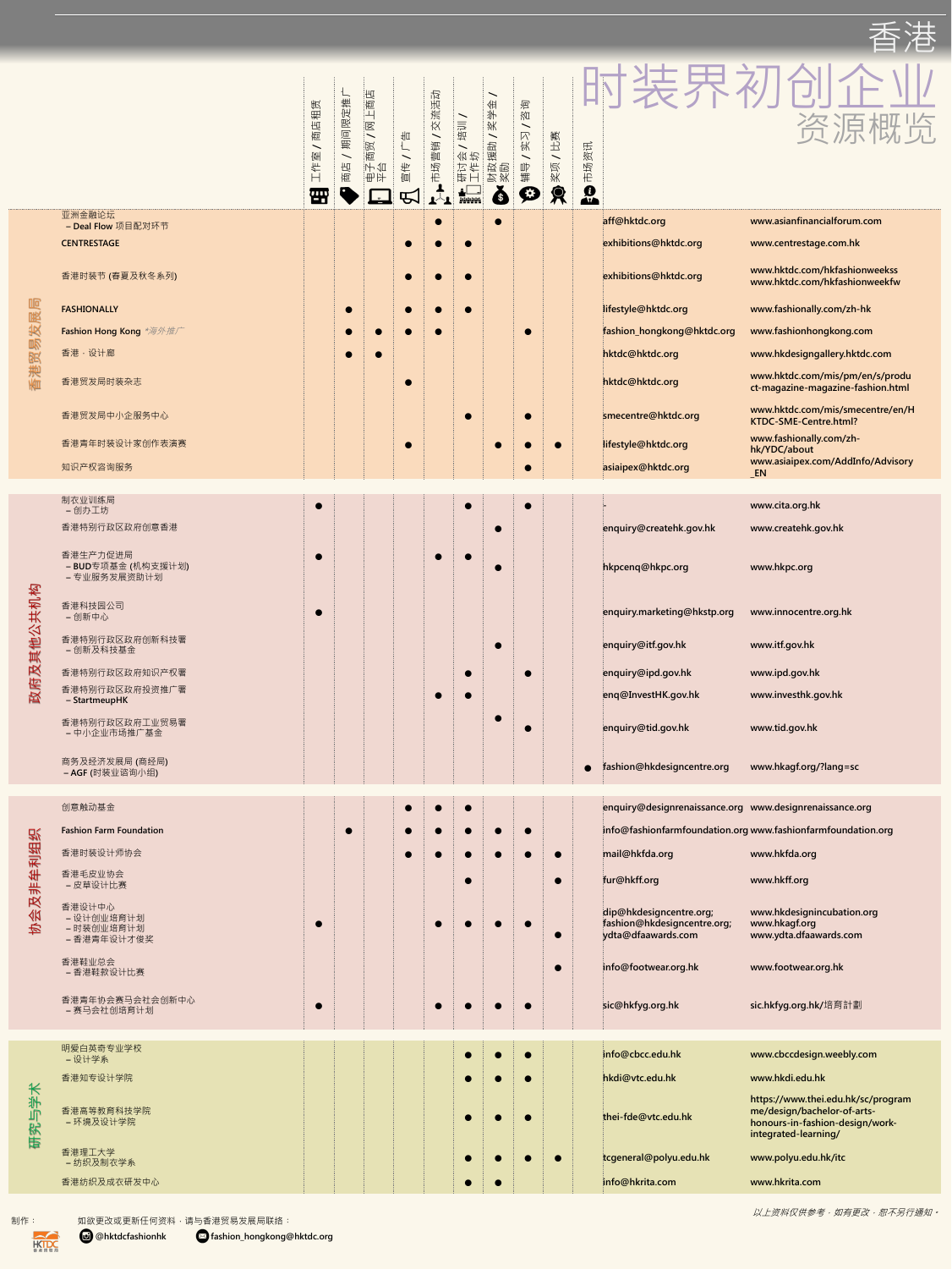# 香港

# 时装界初创企业资源概览

| 类别 | 机构 / 计划 | 工作室 / 商店租赁 | 商店 / 期间限定推广 | 电子商贸 / 网上商店平台 | 宣传 / 广告 | 市场营销 / 交流活动 | 研讨会 / 培训 / 工作坊 | 财政援助 / 奖学金 / 奖励 | 辅导 / 实习 / 咨询 | 奖项 / 比赛 | 市场资讯 | 电邮 | 网站 |
|---|---|---|---|---|---|---|---|---|---|---|---|---|---|
| 香港贸易发展局 | 亚洲金融论坛 – Deal Flow 项目配对环节 | | | | | ● | | ● | | | | aff@hktdc.org | www.asianfinancialforum.com |
| | CENTRESTAGE | | | | ● | ● | ● | | | | | exhibitions@hktdc.org | www.centrestage.com.hk |
| | 香港时装节 (春夏及秋冬系列) | | | | ● | ● | ● | | | | | exhibitions@hktdc.org | www.hktdc.com/hkfashionweekss www.hktdc.com/hkfashionweekfw |
| | FASHIONALLY | | ● | | ● | ● | ● | | | | | lifestyle@hktdc.org | www.fashionally.com/zh-hk |
| | Fashion Hong Kong *海外推广 | | ● | ● | ● | ● | | | ● | | | fashion_hongkong@hktdc.org | www.fashionhongkong.com |
| | 香港 · 设计廊 | | ● | ● | | | | | | | | hktdc@hktdc.org | www.hkdesigngallery.hktdc.com |
| | 香港贸发局时装杂志 | | | | ● | | | | | | | hktdc@hktdc.org | www.hktdc.com/mis/pm/en/s/product-magazine-magazine-fashion.html |
| | 香港贸发局中小企服务中心 | | | | | | ● | | ● | | | smecentre@hktdc.org | www.hktdc.com/mis/smecentre/en/HKTDC-SME-Centre.html? |
| | 香港青年时装设计家创作表演赛 | | | | ● | | | ● | ● | ● | | lifestyle@hktdc.org | www.fashionally.com/zh-hk/YDC/about |
| | 知识产权咨询服务 | | | | | | | | ● | | | asiaipex@hktdc.org | www.asiaipex.com/AddInfo/Advisory_EN |
| 政府及其他公共机构 | 制衣业训练局 – 创办工坊 | ● | | | | | ● | | ● | | | - | www.cita.org.hk |
| | 香港特别行政区政府创意香港 | | | | | | | ● | | | | enquiry@createhk.gov.hk | www.createhk.gov.hk |
| | 香港生产力促进局 – BUD专项基金 (机构支援计划) – 专业服务发展资助计划 | ● | | | | ● | ● | ● | | | | hkpcenq@hkpc.org | www.hkpc.org |
| | 香港科技园公司 – 创新中心 | ● | | | | | | | | | | enquiry.marketing@hkstp.org | www.innocentre.org.hk |
| | 香港特别行政区政府创新科技署 – 创新及科技基金 | | | | | | | ● | | | | enquiry@itf.gov.hk | www.itf.gov.hk |
| | 香港特别行政区政府知识产权署 | | | | | | ● | | ● | | | enquiry@ipd.gov.hk | www.ipd.gov.hk |
| | 香港特别行政区政府投资推广署 – StartmeupHK | | | | | ● | ● | | | | | enq@InvestHK.gov.hk | www.investhk.gov.hk |
| | 香港特别行政区政府工业贸易署 – 中小企业市场推广基金 | | | | | | | ● | ● | | | enquiry@tid.gov.hk | www.tid.gov.hk |
| | 商务及经济发展局 (商经局) – AGF (时装业谘询小组) | | | | | | | | | | ● | fashion@hkdesigncentre.org | www.hkagf.org/?lang=sc |
| 协会及非牟利组织 | 创意触动基金 | | | | ● | ● | ● | | | | | enquiry@designrenaissance.org | www.designrenaissance.org |
| | Fashion Farm Foundation | | ● | | ● | ● | ● | ● | ● | | | info@fashionfarmfoundation.org | www.fashionfarmfoundation.org |
| | 香港时装设计师协会 | | | | ● | ● | ● | ● | ● | ● | | mail@hkfda.org | www.hkfda.org |
| | 香港毛皮业协会 – 皮草设计比赛 | | | | | | ● | | | ● | | fur@hkff.org | www.hkff.org |
| | 香港设计中心 – 设计创业培育计划 – 时装创业培育计划 – 香港青年设计才俊奖 | ● | | | | ● | ● | ● | ● | ● | | dip@hkdesigncentre.org; fashion@hkdesigncentre.org; ydta@dfaawards.com | www.hkdesignincubation.org www.hkagf.org www.ydta.dfaawards.com |
| | 香港鞋业总会 – 香港鞋款设计比赛 | | | | | | | | | ● | | info@footwear.org.hk | www.footwear.org.hk |
| | 香港青年协会赛马会社会创新中心 – 赛马会社创培育计划 | ● | | | | ● | ● | ● | ● | | | sic@hkfyg.org.hk | sic.hkfyg.org.hk/培育計劃 |
| 研究与学术 | 明爱白英奇专业学校 – 设计学系 | | | | | | ● | ● | ● | | | info@cbcc.edu.hk | www.cbccdesign.weebly.com |
| | 香港知专设计学院 | | | | | | ● | ● | ● | | | hkdi@vtc.edu.hk | www.hkdi.edu.hk |
| | 香港高等教育科技学院 – 环境及设计学院 | | | | | | ● | ● | ● | | | thei-fde@vtc.edu.hk | https://www.thei.edu.hk/sc/programme/design/bachelor-of-arts-honours-in-fashion-design/work-integrated-learning/ |
| | 香港理工大学 – 纺织及制衣学系 | | | | | | ● | ● | ● | ● | | tcgeneral@polyu.edu.hk | www.polyu.edu.hk/itc |
| | 香港纺织及成衣研发中心 | | | | | | ● | ● | | | | info@hkrita.com | www.hkrita.com |

*以上资料仅供参考，如有更改，恕不另行通知。*

制作：HKTDC

如欲更改或更新任何资料，请与香港贸易发展局联络：

@hktdcfashionhk   fashion_hongkong@hktdc.org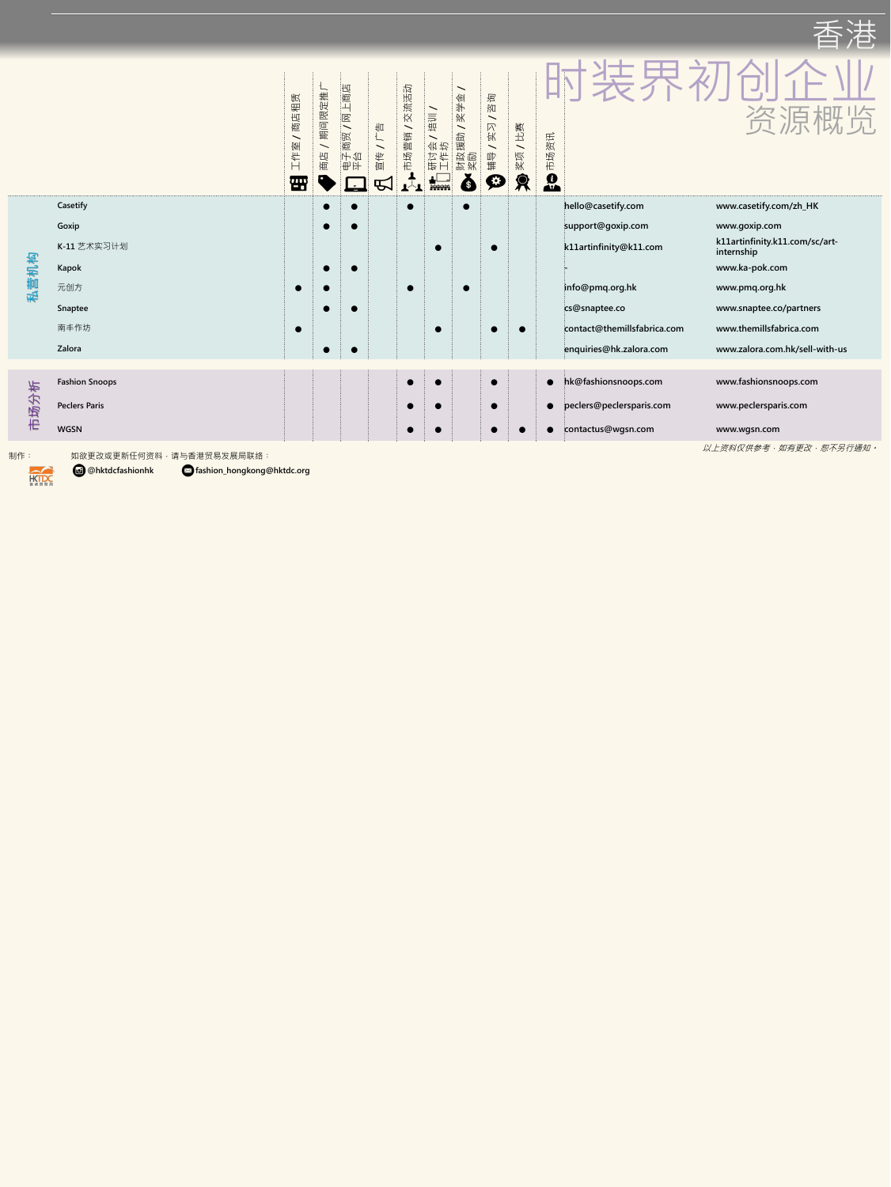# 香港 时装界初创企业

## 资源概览

| | | 工作室 / 商店租赁 | 商店 / 期间限定推广 | 电子商贸 / 网上商店平台 | 宣传 / 广告 | 市场营销 / 交流活动 | 研讨会 / 培训 / 工作坊 | 财政援助 / 奖学金 / 奖励 | 辅导 / 实习 / 咨询 | 奖项 / 比赛 | 市场资讯 | | |
|---|---|---|---|---|---|---|---|---|---|---|---|---|---|
| 私营机构 | Casetify | | ● | ● | | ● | | ● | | | | hello@casetify.com | www.casetify.com/zh_HK |
| | Goxip | | ● | ● | | | | | | | | support@goxip.com | www.goxip.com |
| | K-11 艺术实习计划 | | | | | | ● | | ● | | | k11artinfinity@k11.com | k11artinfinity.k11.com/sc/art-internship |
| | Kapok | | ● | ● | | | | | | | | - | www.ka-pok.com |
| | 元创方 | ● | ● | | | ● | | ● | | | | info@pmq.org.hk | www.pmq.org.hk |
| | Snaptee | | ● | ● | | | | | | | | cs@snaptee.co | www.snaptee.co/partners |
| | 南丰作坊 | ● | | | | | ● | | ● | ● | | contact@themillsfabrica.com | www.themillsfabrica.com |
| | Zalora | | ● | ● | | | | | | | | enquiries@hk.zalora.com | www.zalora.com.hk/sell-with-us |
| 市场分析 | Fashion Snoops | | | | | ● | ● | | ● | | ● | hk@fashionsnoops.com | www.fashionsnoops.com |
| | Peclers Paris | | | | | ● | ● | | ● | | ● | peclers@peclersparis.com | www.peclersparis.com |
| | WGSN | | | | | ● | ● | | ● | ● | ● | contactus@wgsn.com | www.wgsn.com |

*以上资料仅供参考，如有更改，恕不另行通知。*

制作：HKTDC

如欲更改或更新任何资料，请与香港贸易发展局联络：

@hktdcfashionhk　　fashion_hongkong@hktdc.org